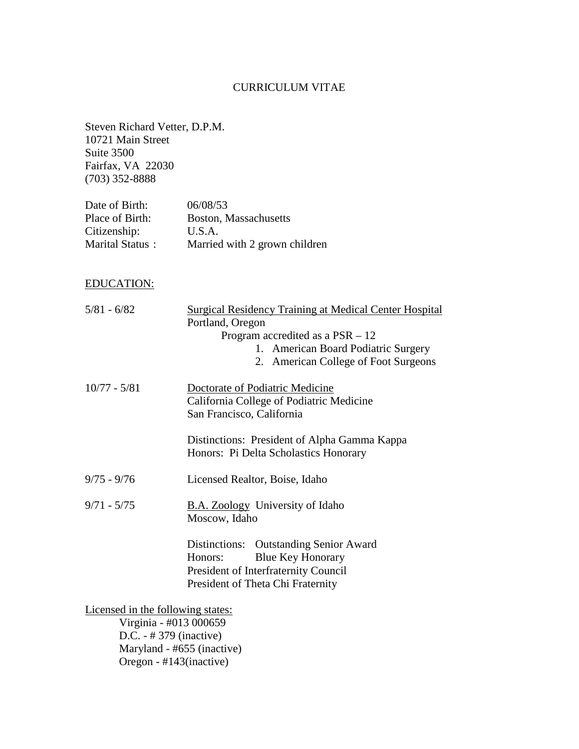# CURRICULUM VITAE

Steven Richard Vetter, D.P.M.
10721 Main Street
Suite 3500
Fairfax, VA 22030
(703) 352-8888

| | |
|---|---|
| Date of Birth: | 06/08/53 |
| Place of Birth: | Boston, Massachusetts |
| Citizenship: | U.S.A. |
| Marital Status : | Married with 2 grown children |

## EDUCATION:

**5/81 - 6/82**
Surgical Residency Training at Medical Center Hospital
Portland, Oregon
Program accredited as a PSR – 12

1. American Board Podiatric Surgery
2. American College of Foot Surgeons

**10/77 - 5/81**
Doctorate of Podiatric Medicine
California College of Podiatric Medicine
San Francisco, California

Distinctions: President of Alpha Gamma Kappa
Honors: Pi Delta Scholastics Honorary

**9/75 - 9/76**
Licensed Realtor, Boise, Idaho

**9/71 - 5/75**
B.A. Zoology University of Idaho
Moscow, Idaho

Distinctions: Outstanding Senior Award
Honors: Blue Key Honorary
President of Interfraternity Council
President of Theta Chi Fraternity

Licensed in the following states:

- Virginia - #013 000659
- D.C. - # 379 (inactive)
- Maryland - #655 (inactive)
- Oregon - #143(inactive)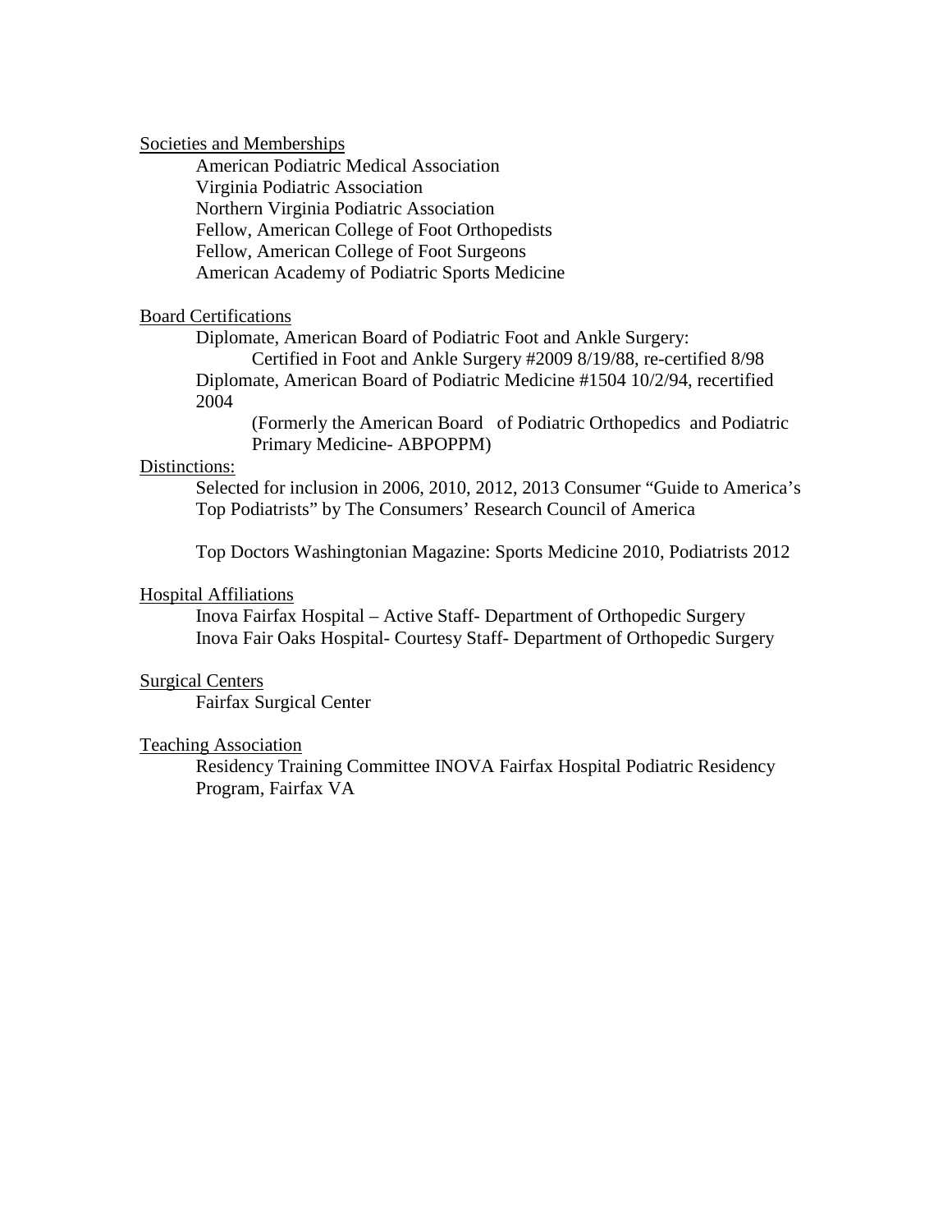Societies and Memberships

American Podiatric Medical Association
Virginia Podiatric Association
Northern Virginia Podiatric Association
Fellow, American College of Foot Orthopedists
Fellow, American College of Foot Surgeons
American Academy of Podiatric Sports Medicine

Board Certifications

Diplomate, American Board of Podiatric Foot and Ankle Surgery:
Certified in Foot and Ankle Surgery #2009 8/19/88, re-certified 8/98
Diplomate, American Board of Podiatric Medicine #1504 10/2/94, recertified 2004
(Formerly the American Board of Podiatric Orthopedics and Podiatric Primary Medicine- ABPOPPM)

Distinctions:

Selected for inclusion in 2006, 2010, 2012, 2013 Consumer "Guide to America's Top Podiatrists" by The Consumers' Research Council of America

Top Doctors Washingtonian Magazine: Sports Medicine 2010, Podiatrists 2012

Hospital Affiliations

Inova Fairfax Hospital – Active Staff- Department of Orthopedic Surgery
Inova Fair Oaks Hospital- Courtesy Staff- Department of Orthopedic Surgery

Surgical Centers

Fairfax Surgical Center

Teaching Association

Residency Training Committee INOVA Fairfax Hospital Podiatric Residency Program, Fairfax VA